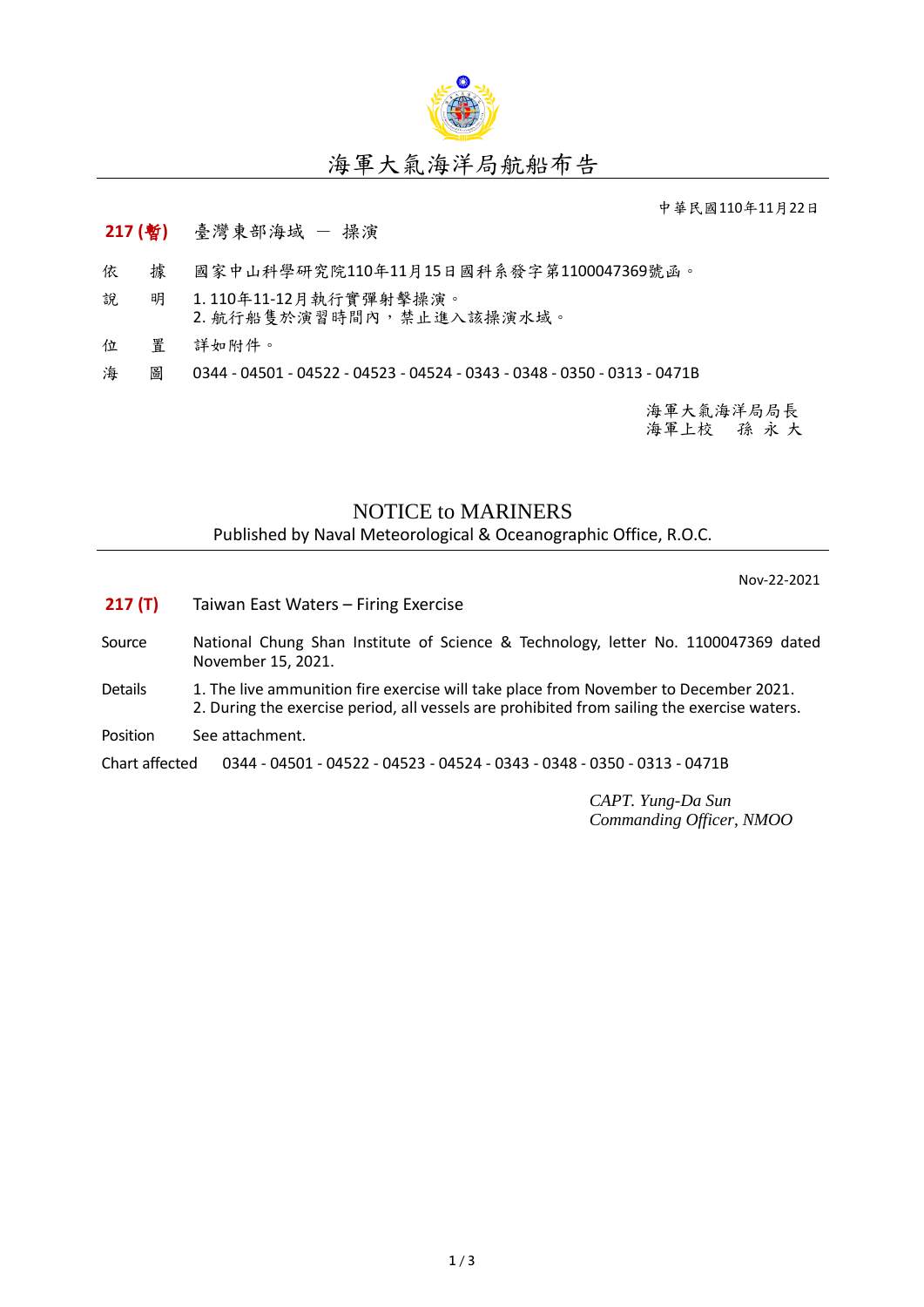# 海軍大氣海洋局航船布告

中華民國110年11月22日

**217 (暫)** 臺灣東部海域 － 操演

依　據　國家中山科學研究院110年11月15日國科系發字第1100047369號函。

說　明　1. 110年11-12月執行實彈射擊操演。
2. 航行船隻於演習時間內，禁止進入該操演水域。

位　置　詳如附件。

海　圖　0344 - 04501 - 04522 - 04523 - 04524 - 0343 - 0348 - 0350 - 0313 - 0471B

海軍大氣海洋局局長
海軍上校　孫 永 大

# NOTICE to MARINERS

Published by Naval Meteorological & Oceanographic Office, R.O.C.

Nov-22-2021

**217 (T)** Taiwan East Waters – Firing Exercise

Source National Chung Shan Institute of Science & Technology, letter No. 1100047369 dated November 15, 2021.

Details 1. The live ammunition fire exercise will take place from November to December 2021.
2. During the exercise period, all vessels are prohibited from sailing the exercise waters.

Position See attachment.

Chart affected 0344 - 04501 - 04522 - 04523 - 04524 - 0343 - 0348 - 0350 - 0313 - 0471B

*CAPT. Yung-Da Sun*
*Commanding Officer, NMOO*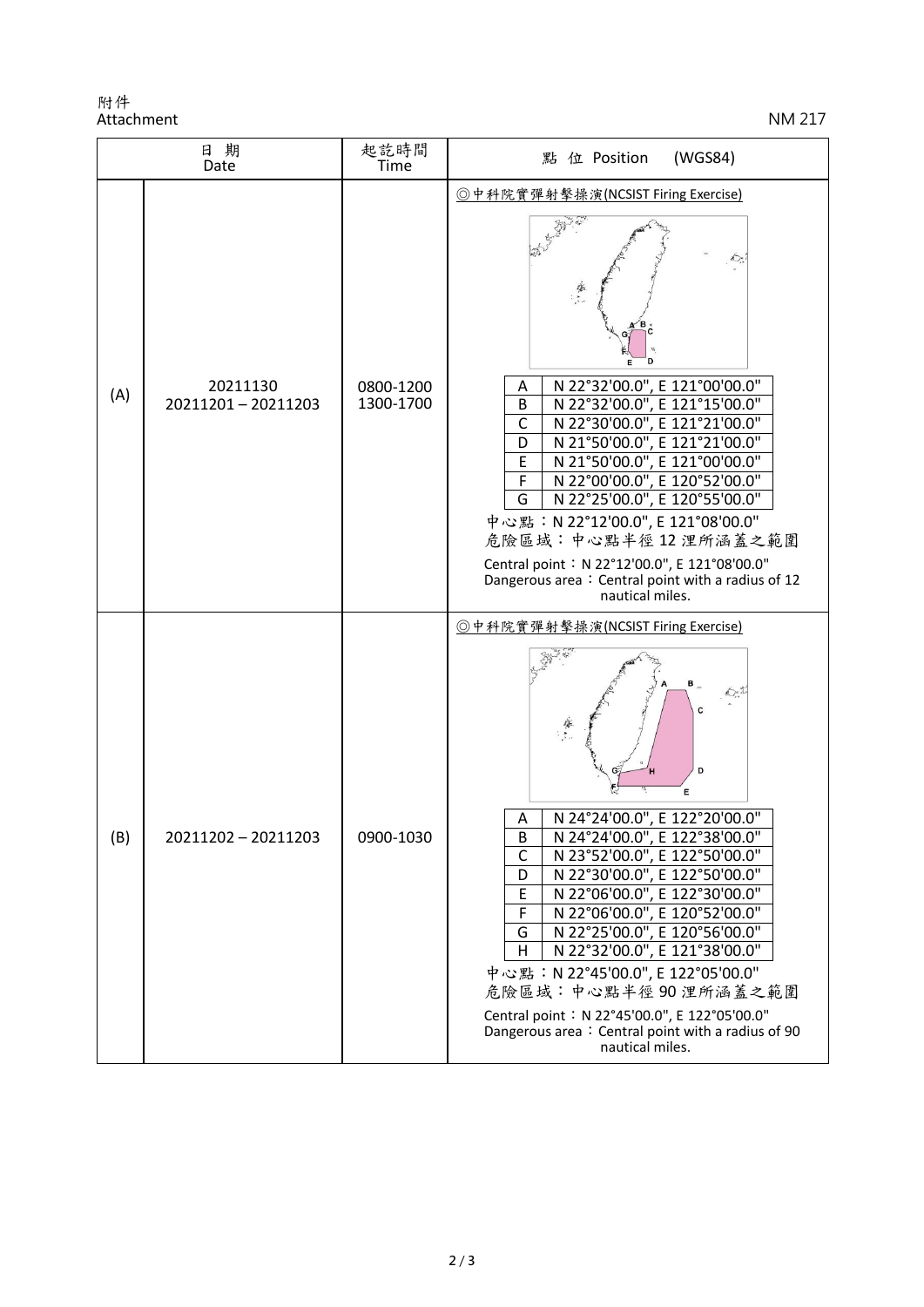附件
Attachment

NM 217

| 日期<br>Date | | 起訖時間<br>Time | 點 位 Position (WGS84) |
|---|---|---|---|
| (A) | 20211130<br>20211201 – 20211203 | 0800-1200<br>1300-1700 | ◎中科院實彈射擊操演(NCSIST Firing Exercise)<br><br>A N 22°32'00.0", E 121°00'00.0"<br>B N 22°32'00.0", E 121°15'00.0"<br>C N 22°30'00.0", E 121°21'00.0"<br>D N 21°50'00.0", E 121°21'00.0"<br>E N 21°50'00.0", E 121°00'00.0"<br>F N 22°00'00.0", E 120°52'00.0"<br>G N 22°25'00.0", E 120°55'00.0"<br><br>中心點：N 22°12'00.0", E 121°08'00.0"<br>危險區域：中心點半徑 12 浬所涵蓋之範圍<br><br>Central point：N 22°12'00.0", E 121°08'00.0"<br>Dangerous area：Central point with a radius of 12 nautical miles. |
| (B) | 20211202 – 20211203 | 0900-1030 | ◎中科院實彈射擊操演(NCSIST Firing Exercise)<br><br>A N 24°24'00.0", E 122°20'00.0"<br>B N 24°24'00.0", E 122°38'00.0"<br>C N 23°52'00.0", E 122°50'00.0"<br>D N 22°30'00.0", E 122°50'00.0"<br>E N 22°06'00.0", E 122°30'00.0"<br>F N 22°06'00.0", E 120°52'00.0"<br>G N 22°25'00.0", E 120°56'00.0"<br>H N 22°32'00.0", E 121°38'00.0"<br><br>中心點：N 22°45'00.0", E 122°05'00.0"<br>危險區域：中心點半徑 90 浬所涵蓋之範圍<br><br>Central point：N 22°45'00.0", E 122°05'00.0"<br>Dangerous area：Central point with a radius of 90 nautical miles. |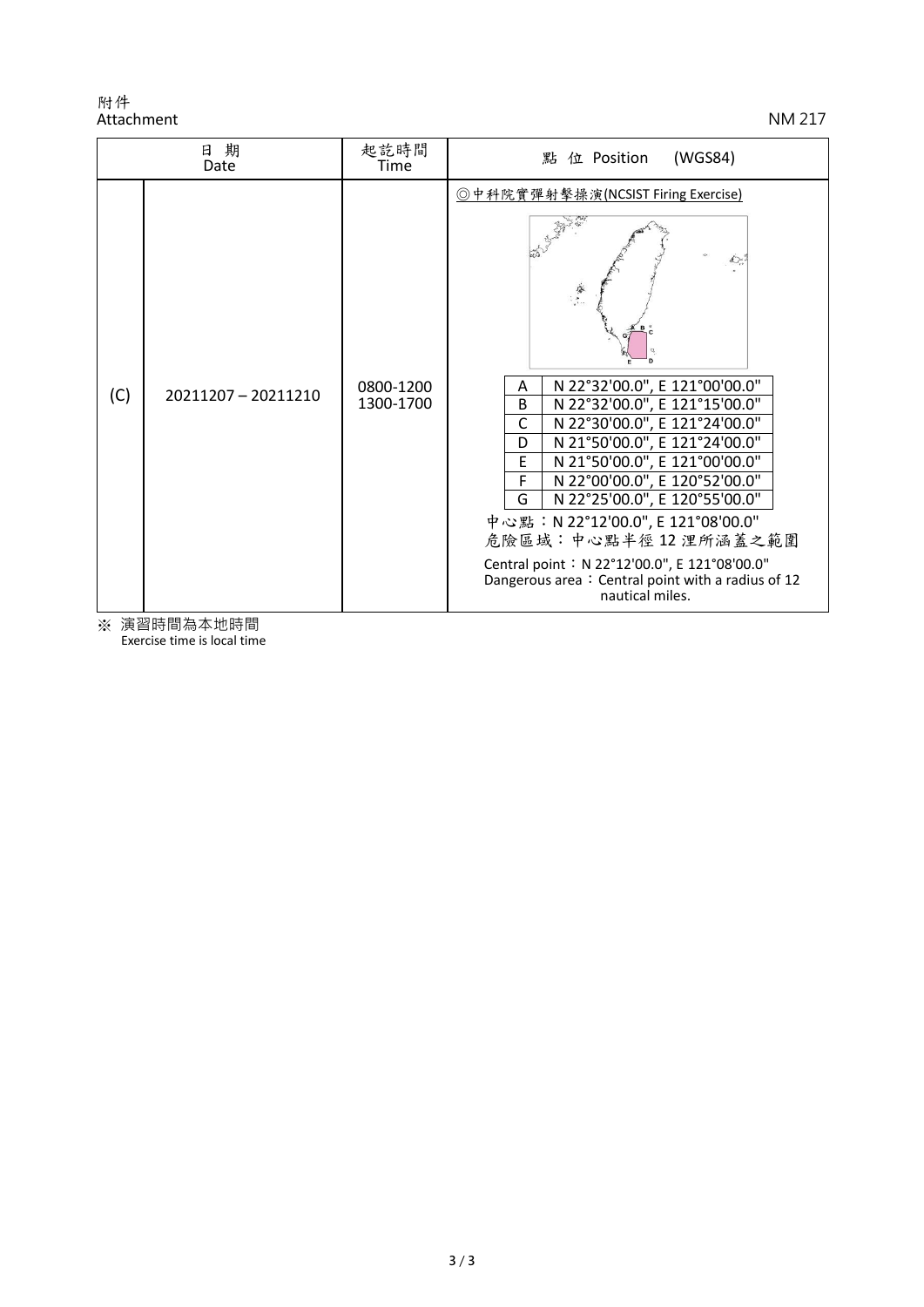附件
Attachment

NM 217

| 日 期 Date | | 起訖時間 Time | 點 位 Position (WGS84) |
|---|---|---|---|
| (C) | 20211207 – 20211210 | 0800-1200<br>1300-1700 | ◎中科院實彈射擊操演(NCSIST Firing Exercise)<br><br>A: N 22°32'00.0", E 121°00'00.0"<br>B: N 22°32'00.0", E 121°15'00.0"<br>C: N 22°30'00.0", E 121°24'00.0"<br>D: N 21°50'00.0", E 121°24'00.0"<br>E: N 21°50'00.0", E 121°00'00.0"<br>F: N 22°00'00.0", E 120°52'00.0"<br>G: N 22°25'00.0", E 120°55'00.0"<br><br>中心點：N 22°12'00.0", E 121°08'00.0"<br>危險區域：中心點半徑 12 浬所涵蓋之範圍<br><br>Central point：N 22°12'00.0", E 121°08'00.0"<br>Dangerous area：Central point with a radius of 12 nautical miles. |

※ 演習時間為本地時間
Exercise time is local time